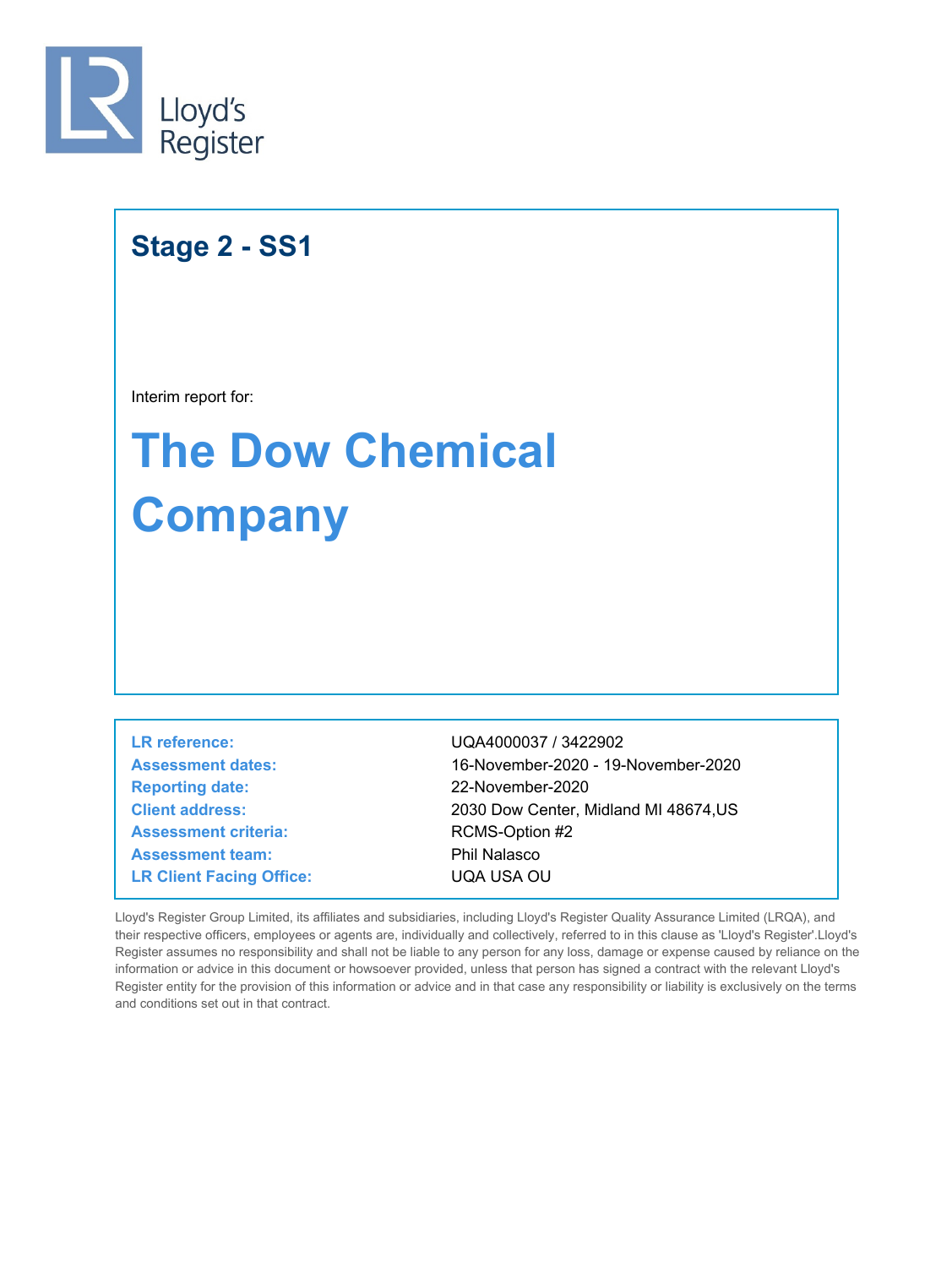Lloyd's Register

## Stage 2 - SS1

Interim report for:

# The Dow Chemical Company

| | |
|---|---|
| **LR reference:** | UQA4000037 / 3422902 |
| **Assessment dates:** | 16-November-2020 - 19-November-2020 |
| **Reporting date:** | 22-November-2020 |
| **Client address:** | 2030 Dow Center, Midland MI 48674,US |
| **Assessment criteria:** | RCMS-Option #2 |
| **Assessment team:** | Phil Nalasco |
| **LR Client Facing Office:** | UQA USA OU |

Lloyd's Register Group Limited, its affiliates and subsidiaries, including Lloyd's Register Quality Assurance Limited (LRQA), and their respective officers, employees or agents are, individually and collectively, referred to in this clause as 'Lloyd's Register'.Lloyd's Register assumes no responsibility and shall not be liable to any person for any loss, damage or expense caused by reliance on the information or advice in this document or howsoever provided, unless that person has signed a contract with the relevant Lloyd's Register entity for the provision of this information or advice and in that case any responsibility or liability is exclusively on the terms and conditions set out in that contract.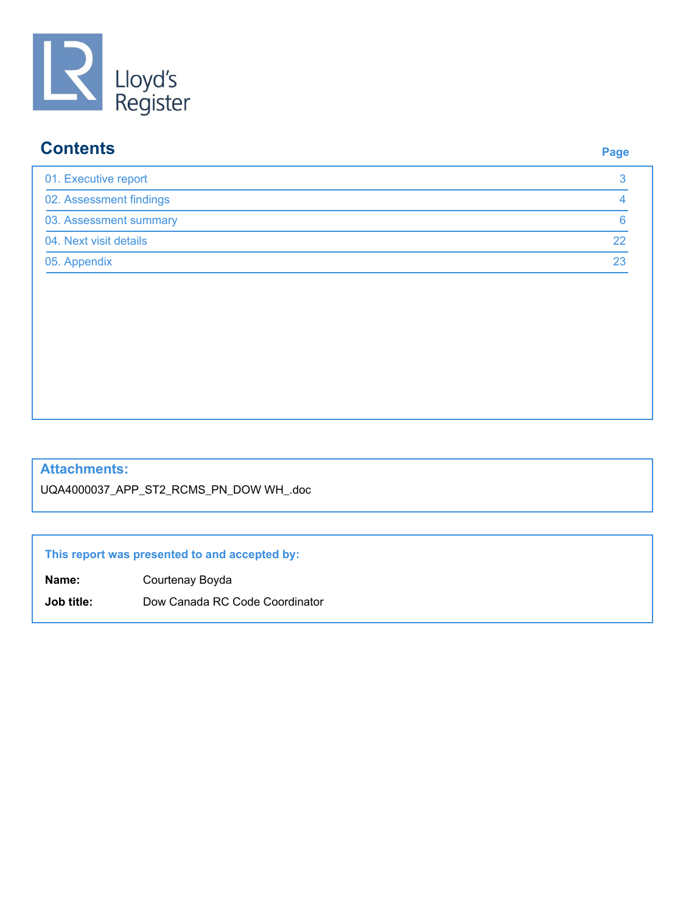Lloyd's Register

## Contents

| | Page |
|---|---|
| 01. Executive report | 3 |
| 02. Assessment findings | 4 |
| 03. Assessment summary | 6 |
| 04. Next visit details | 22 |
| 05. Appendix | 23 |

### Attachments:

UQA4000037_APP_ST2_RCMS_PN_DOW WH_.doc

**This report was presented to and accepted by:**

**Name:** Courtenay Boyda

**Job title:** Dow Canada RC Code Coordinator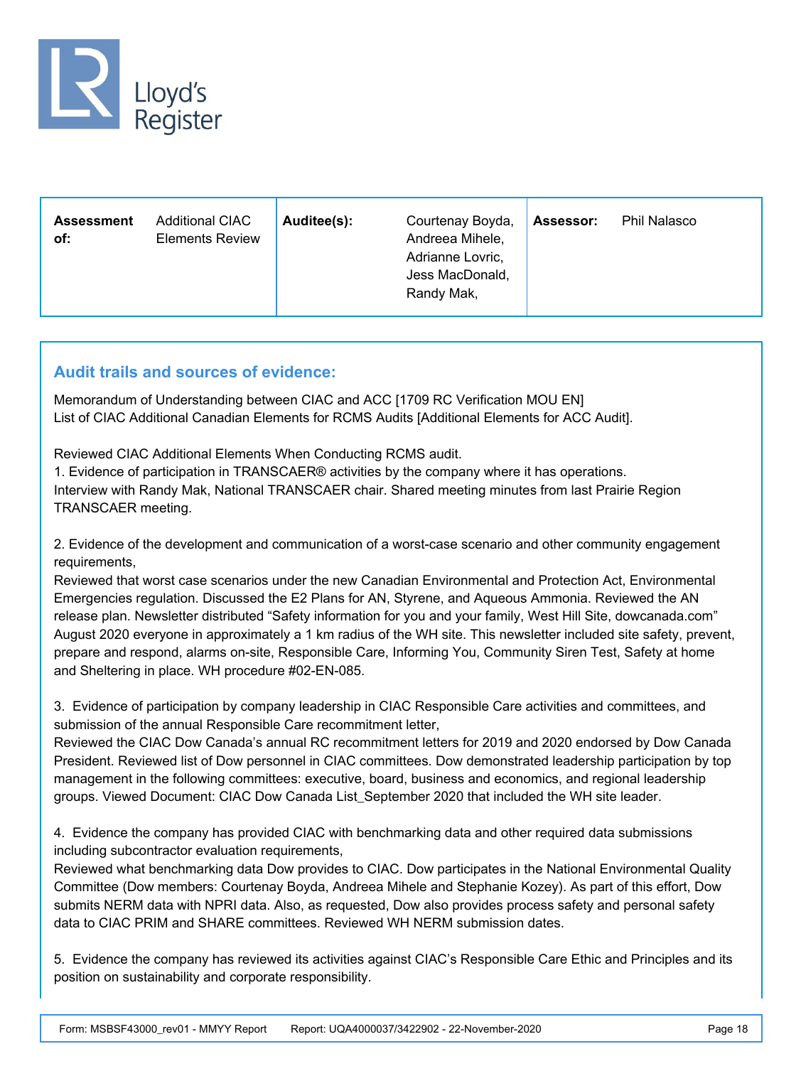| **Assessment of:** | Additional CIAC Elements Review | **Auditee(s):** | Courtenay Boyda, Andreea Mihele, Adrianne Lovric, Jess MacDonald, Randy Mak, | **Assessor:** | Phil Nalasco |
|---|---|---|---|---|---|

## Audit trails and sources of evidence:

Memorandum of Understanding between CIAC and ACC [1709 RC Verification MOU EN]
List of CIAC Additional Canadian Elements for RCMS Audits [Additional Elements for ACC Audit].

Reviewed CIAC Additional Elements When Conducting RCMS audit.
1. Evidence of participation in TRANSCAER® activities by the company where it has operations.
Interview with Randy Mak, National TRANSCAER chair. Shared meeting minutes from last Prairie Region TRANSCAER meeting.

2. Evidence of the development and communication of a worst-case scenario and other community engagement requirements,
Reviewed that worst case scenarios under the new Canadian Environmental and Protection Act, Environmental Emergencies regulation. Discussed the E2 Plans for AN, Styrene, and Aqueous Ammonia. Reviewed the AN release plan. Newsletter distributed "Safety information for you and your family, West Hill Site, dowcanada.com" August 2020 everyone in approximately a 1 km radius of the WH site. This newsletter included site safety, prevent, prepare and respond, alarms on-site, Responsible Care, Informing You, Community Siren Test, Safety at home and Sheltering in place. WH procedure #02-EN-085.

3. Evidence of participation by company leadership in CIAC Responsible Care activities and committees, and submission of the annual Responsible Care recommitment letter,
Reviewed the CIAC Dow Canada's annual RC recommitment letters for 2019 and 2020 endorsed by Dow Canada President. Reviewed list of Dow personnel in CIAC committees. Dow demonstrated leadership participation by top management in the following committees: executive, board, business and economics, and regional leadership groups. Viewed Document: CIAC Dow Canada List_September 2020 that included the WH site leader.

4. Evidence the company has provided CIAC with benchmarking data and other required data submissions including subcontractor evaluation requirements,
Reviewed what benchmarking data Dow provides to CIAC. Dow participates in the National Environmental Quality Committee (Dow members: Courtenay Boyda, Andreea Mihele and Stephanie Kozey). As part of this effort, Dow submits NERM data with NPRI data. Also, as requested, Dow also provides process safety and personal safety data to CIAC PRIM and SHARE committees. Reviewed WH NERM submission dates.

5. Evidence the company has reviewed its activities against CIAC's Responsible Care Ethic and Principles and its position on sustainability and corporate responsibility.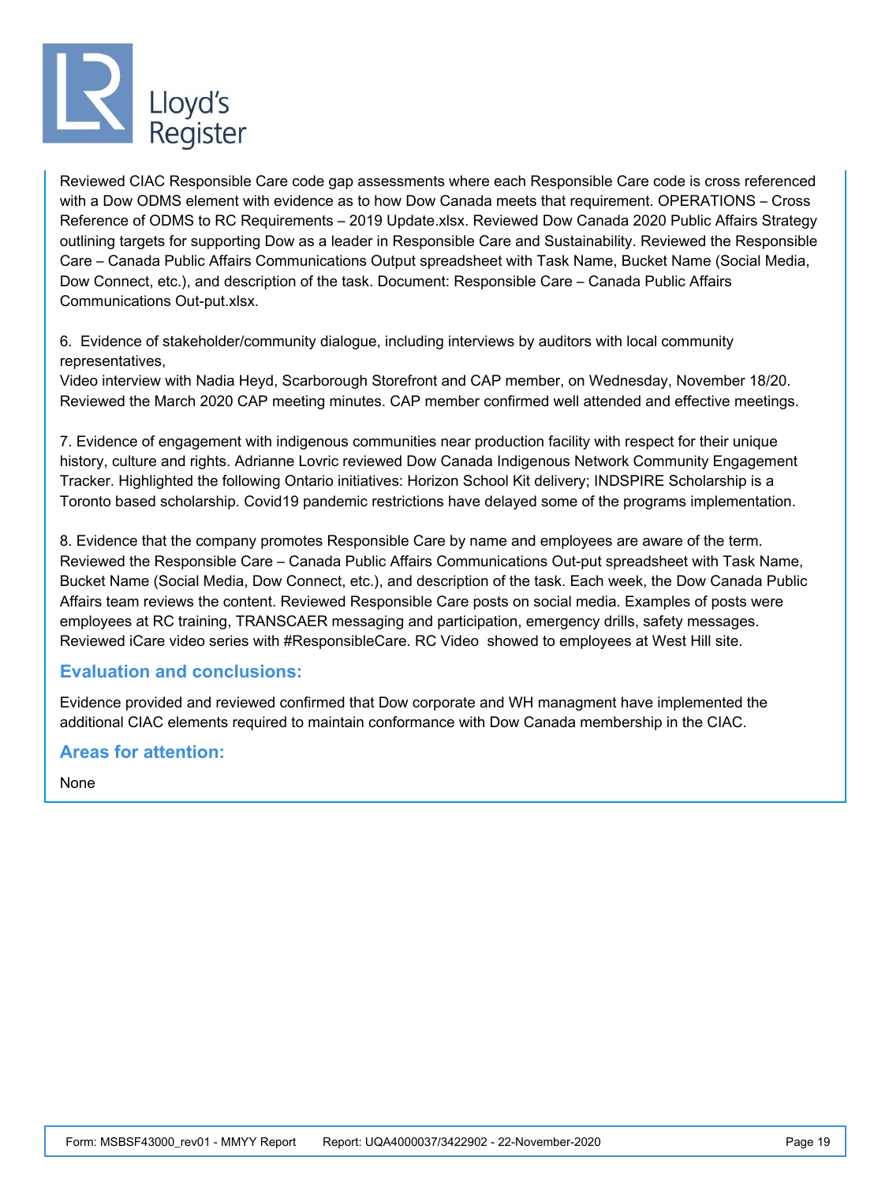Reviewed CIAC Responsible Care code gap assessments where each Responsible Care code is cross referenced with a Dow ODMS element with evidence as to how Dow Canada meets that requirement. OPERATIONS – Cross Reference of ODMS to RC Requirements – 2019 Update.xlsx. Reviewed Dow Canada 2020 Public Affairs Strategy outlining targets for supporting Dow as a leader in Responsible Care and Sustainability. Reviewed the Responsible Care – Canada Public Affairs Communications Output spreadsheet with Task Name, Bucket Name (Social Media, Dow Connect, etc.), and description of the task. Document: Responsible Care – Canada Public Affairs Communications Out-put.xlsx.

6. Evidence of stakeholder/community dialogue, including interviews by auditors with local community representatives,
Video interview with Nadia Heyd, Scarborough Storefront and CAP member, on Wednesday, November 18/20. Reviewed the March 2020 CAP meeting minutes. CAP member confirmed well attended and effective meetings.

7. Evidence of engagement with indigenous communities near production facility with respect for their unique history, culture and rights. Adrianne Lovric reviewed Dow Canada Indigenous Network Community Engagement Tracker. Highlighted the following Ontario initiatives: Horizon School Kit delivery; INDSPIRE Scholarship is a Toronto based scholarship. Covid19 pandemic restrictions have delayed some of the programs implementation.

8. Evidence that the company promotes Responsible Care by name and employees are aware of the term. Reviewed the Responsible Care – Canada Public Affairs Communications Out-put spreadsheet with Task Name, Bucket Name (Social Media, Dow Connect, etc.), and description of the task. Each week, the Dow Canada Public Affairs team reviews the content. Reviewed Responsible Care posts on social media. Examples of posts were employees at RC training, TRANSCAER messaging and participation, emergency drills, safety messages. Reviewed iCare video series with #ResponsibleCare. RC Video showed to employees at West Hill site.

### Evaluation and conclusions:

Evidence provided and reviewed confirmed that Dow corporate and WH managment have implemented the additional CIAC elements required to maintain conformance with Dow Canada membership in the CIAC.

### Areas for attention:

None